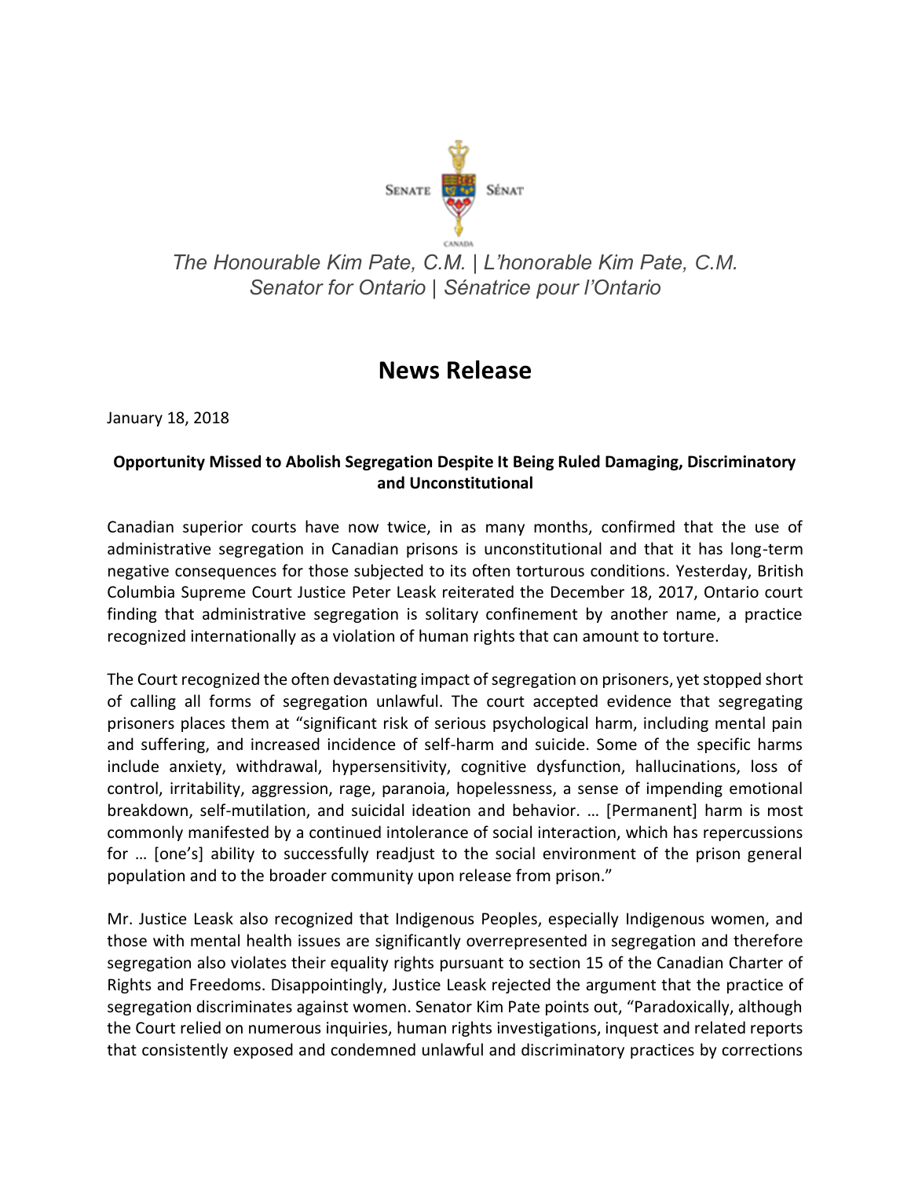SENATE | SÉNAT

*The Honourable Kim Pate, C.M. | L'honorable Kim Pate, C.M.*
*Senator for Ontario | Sénatrice pour l'Ontario*

# News Release

January 18, 2018

**Opportunity Missed to Abolish Segregation Despite It Being Ruled Damaging, Discriminatory and Unconstitutional**

Canadian superior courts have now twice, in as many months, confirmed that the use of administrative segregation in Canadian prisons is unconstitutional and that it has long-term negative consequences for those subjected to its often torturous conditions. Yesterday, British Columbia Supreme Court Justice Peter Leask reiterated the December 18, 2017, Ontario court finding that administrative segregation is solitary confinement by another name, a practice recognized internationally as a violation of human rights that can amount to torture.

The Court recognized the often devastating impact of segregation on prisoners, yet stopped short of calling all forms of segregation unlawful. The court accepted evidence that segregating prisoners places them at "significant risk of serious psychological harm, including mental pain and suffering, and increased incidence of self-harm and suicide. Some of the specific harms include anxiety, withdrawal, hypersensitivity, cognitive dysfunction, hallucinations, loss of control, irritability, aggression, rage, paranoia, hopelessness, a sense of impending emotional breakdown, self-mutilation, and suicidal ideation and behavior. … [Permanent] harm is most commonly manifested by a continued intolerance of social interaction, which has repercussions for … [one's] ability to successfully readjust to the social environment of the prison general population and to the broader community upon release from prison."

Mr. Justice Leask also recognized that Indigenous Peoples, especially Indigenous women, and those with mental health issues are significantly overrepresented in segregation and therefore segregation also violates their equality rights pursuant to section 15 of the Canadian Charter of Rights and Freedoms. Disappointingly, Justice Leask rejected the argument that the practice of segregation discriminates against women. Senator Kim Pate points out, "Paradoxically, although the Court relied on numerous inquiries, human rights investigations, inquest and related reports that consistently exposed and condemned unlawful and discriminatory practices by corrections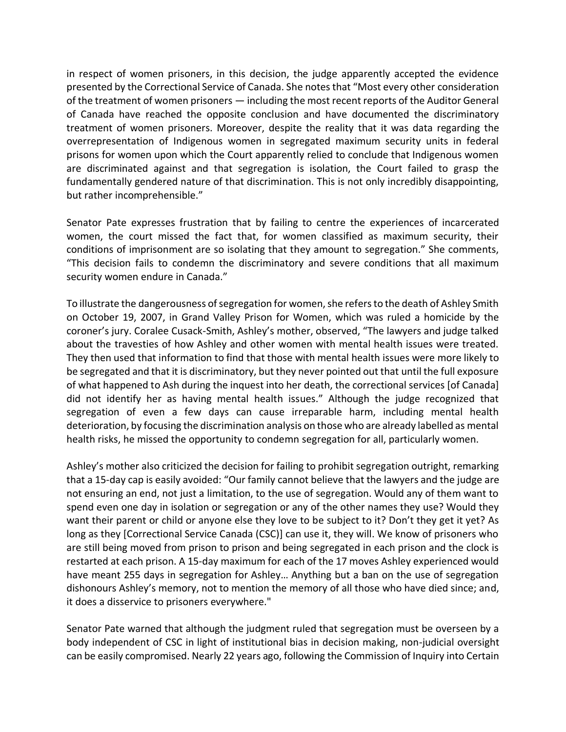in respect of women prisoners, in this decision, the judge apparently accepted the evidence presented by the Correctional Service of Canada. She notes that "Most every other consideration of the treatment of women prisoners — including the most recent reports of the Auditor General of Canada have reached the opposite conclusion and have documented the discriminatory treatment of women prisoners. Moreover, despite the reality that it was data regarding the overrepresentation of Indigenous women in segregated maximum security units in federal prisons for women upon which the Court apparently relied to conclude that Indigenous women are discriminated against and that segregation is isolation, the Court failed to grasp the fundamentally gendered nature of that discrimination. This is not only incredibly disappointing, but rather incomprehensible."

Senator Pate expresses frustration that by failing to centre the experiences of incarcerated women, the court missed the fact that, for women classified as maximum security, their conditions of imprisonment are so isolating that they amount to segregation." She comments, "This decision fails to condemn the discriminatory and severe conditions that all maximum security women endure in Canada."

To illustrate the dangerousness of segregation for women, she refers to the death of Ashley Smith on October 19, 2007, in Grand Valley Prison for Women, which was ruled a homicide by the coroner's jury. Coralee Cusack-Smith, Ashley's mother, observed, "The lawyers and judge talked about the travesties of how Ashley and other women with mental health issues were treated. They then used that information to find that those with mental health issues were more likely to be segregated and that it is discriminatory, but they never pointed out that until the full exposure of what happened to Ash during the inquest into her death, the correctional services [of Canada] did not identify her as having mental health issues." Although the judge recognized that segregation of even a few days can cause irreparable harm, including mental health deterioration, by focusing the discrimination analysis on those who are already labelled as mental health risks, he missed the opportunity to condemn segregation for all, particularly women.

Ashley's mother also criticized the decision for failing to prohibit segregation outright, remarking that a 15-day cap is easily avoided: "Our family cannot believe that the lawyers and the judge are not ensuring an end, not just a limitation, to the use of segregation. Would any of them want to spend even one day in isolation or segregation or any of the other names they use? Would they want their parent or child or anyone else they love to be subject to it? Don't they get it yet? As long as they [Correctional Service Canada (CSC)] can use it, they will. We know of prisoners who are still being moved from prison to prison and being segregated in each prison and the clock is restarted at each prison. A 15-day maximum for each of the 17 moves Ashley experienced would have meant 255 days in segregation for Ashley… Anything but a ban on the use of segregation dishonours Ashley's memory, not to mention the memory of all those who have died since; and, it does a disservice to prisoners everywhere."

Senator Pate warned that although the judgment ruled that segregation must be overseen by a body independent of CSC in light of institutional bias in decision making, non-judicial oversight can be easily compromised. Nearly 22 years ago, following the Commission of Inquiry into Certain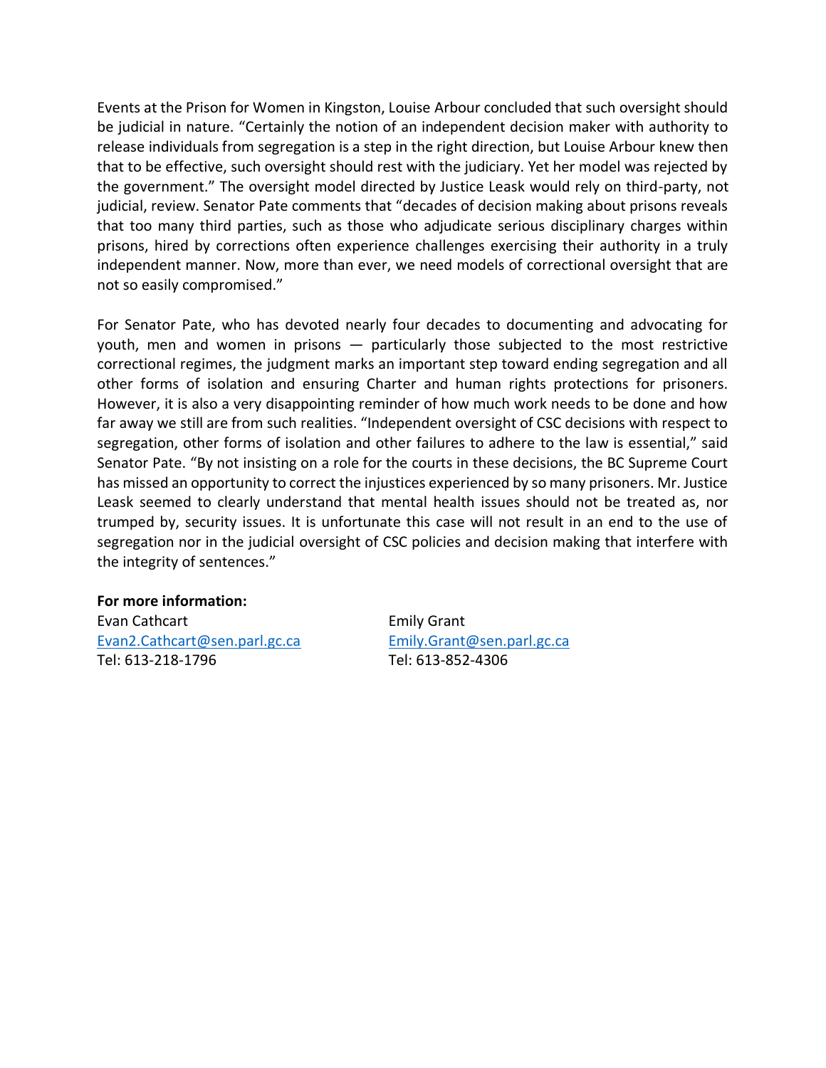Events at the Prison for Women in Kingston, Louise Arbour concluded that such oversight should be judicial in nature. "Certainly the notion of an independent decision maker with authority to release individuals from segregation is a step in the right direction, but Louise Arbour knew then that to be effective, such oversight should rest with the judiciary. Yet her model was rejected by the government." The oversight model directed by Justice Leask would rely on third-party, not judicial, review. Senator Pate comments that "decades of decision making about prisons reveals that too many third parties, such as those who adjudicate serious disciplinary charges within prisons, hired by corrections often experience challenges exercising their authority in a truly independent manner. Now, more than ever, we need models of correctional oversight that are not so easily compromised."

For Senator Pate, who has devoted nearly four decades to documenting and advocating for youth, men and women in prisons — particularly those subjected to the most restrictive correctional regimes, the judgment marks an important step toward ending segregation and all other forms of isolation and ensuring Charter and human rights protections for prisoners. However, it is also a very disappointing reminder of how much work needs to be done and how far away we still are from such realities. "Independent oversight of CSC decisions with respect to segregation, other forms of isolation and other failures to adhere to the law is essential," said Senator Pate. "By not insisting on a role for the courts in these decisions, the BC Supreme Court has missed an opportunity to correct the injustices experienced by so many prisoners. Mr. Justice Leask seemed to clearly understand that mental health issues should not be treated as, nor trumped by, security issues. It is unfortunate this case will not result in an end to the use of segregation nor in the judicial oversight of CSC policies and decision making that interfere with the integrity of sentences."

**For more information:**

Evan Cathcart
Evan2.Cathcart@sen.parl.gc.ca
Tel: 613-218-1796

Emily Grant
Emily.Grant@sen.parl.gc.ca
Tel: 613-852-4306